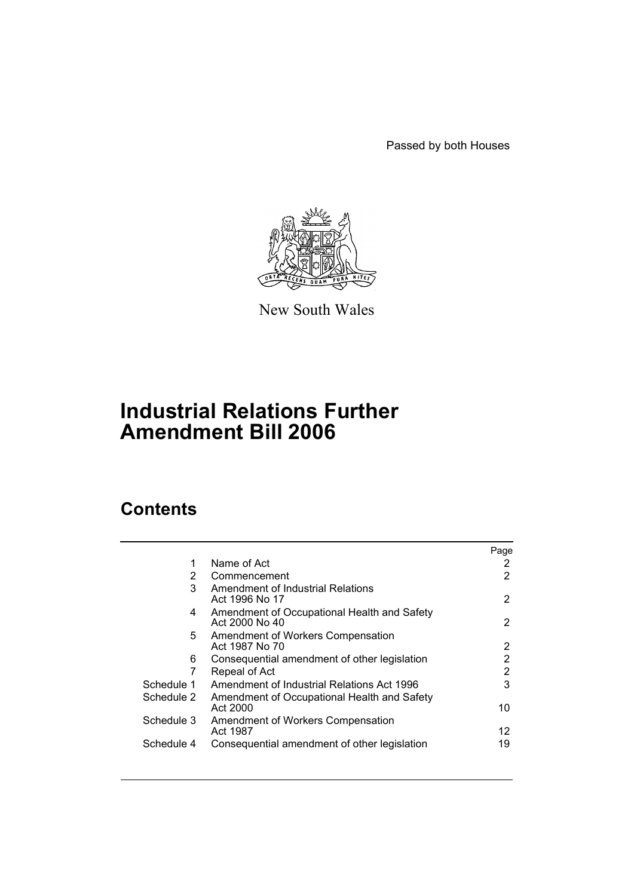Passed by both Houses

New South Wales

# Industrial Relations Further Amendment Bill 2006

## Contents

| | | Page |
|---|---|---|
| 1 | Name of Act | 2 |
| 2 | Commencement | 2 |
| 3 | Amendment of Industrial Relations Act 1996 No 17 | 2 |
| 4 | Amendment of Occupational Health and Safety Act 2000 No 40 | 2 |
| 5 | Amendment of Workers Compensation Act 1987 No 70 | 2 |
| 6 | Consequential amendment of other legislation | 2 |
| 7 | Repeal of Act | 2 |
| Schedule 1 | Amendment of Industrial Relations Act 1996 | 3 |
| Schedule 2 | Amendment of Occupational Health and Safety Act 2000 | 10 |
| Schedule 3 | Amendment of Workers Compensation Act 1987 | 12 |
| Schedule 4 | Consequential amendment of other legislation | 19 |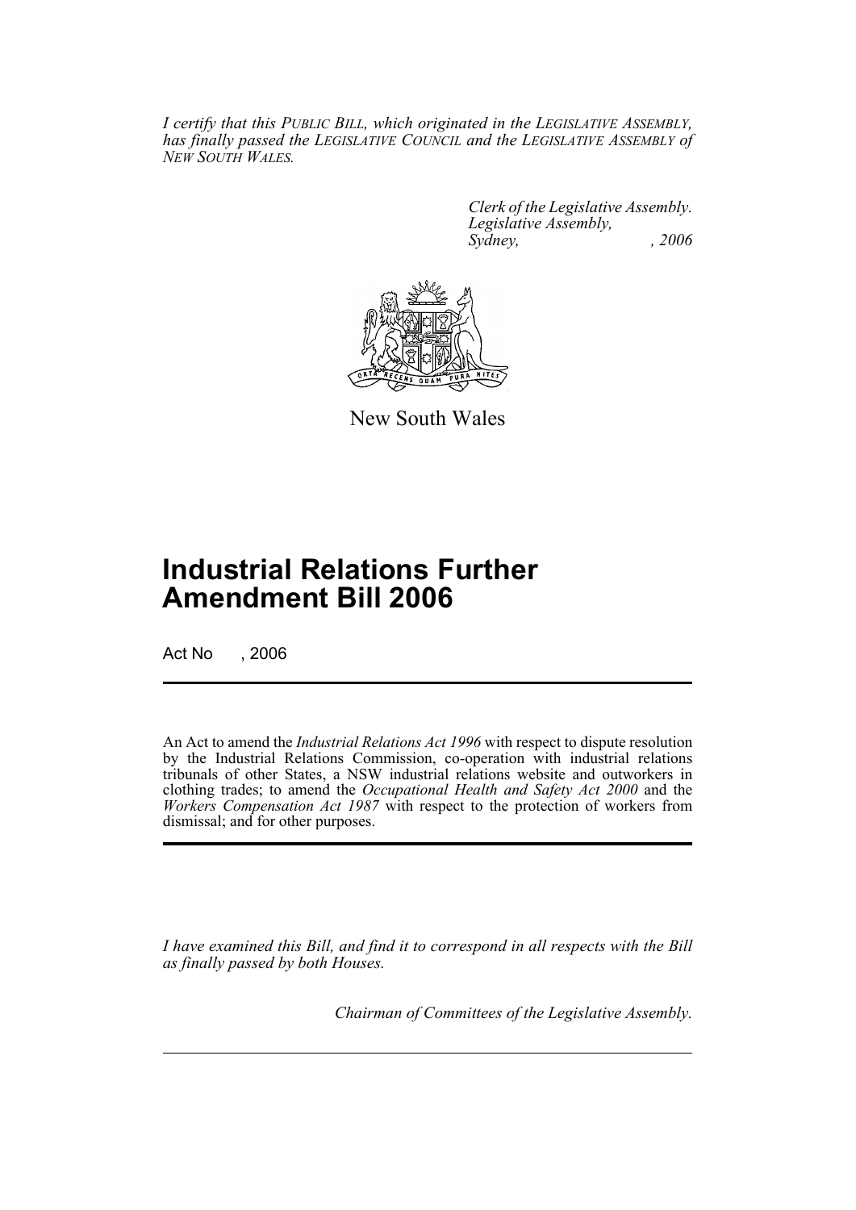*I certify that this PUBLIC BILL, which originated in the LEGISLATIVE ASSEMBLY, has finally passed the LEGISLATIVE COUNCIL and the LEGISLATIVE ASSEMBLY of NEW SOUTH WALES.*

*Clerk of the Legislative Assembly.*
*Legislative Assembly,*
*Sydney, , 2006*

New South Wales

# Industrial Relations Further Amendment Bill 2006

Act No , 2006

An Act to amend the *Industrial Relations Act 1996* with respect to dispute resolution by the Industrial Relations Commission, co-operation with industrial relations tribunals of other States, a NSW industrial relations website and outworkers in clothing trades; to amend the *Occupational Health and Safety Act 2000* and the *Workers Compensation Act 1987* with respect to the protection of workers from dismissal; and for other purposes.

*I have examined this Bill, and find it to correspond in all respects with the Bill as finally passed by both Houses.*

*Chairman of Committees of the Legislative Assembly.*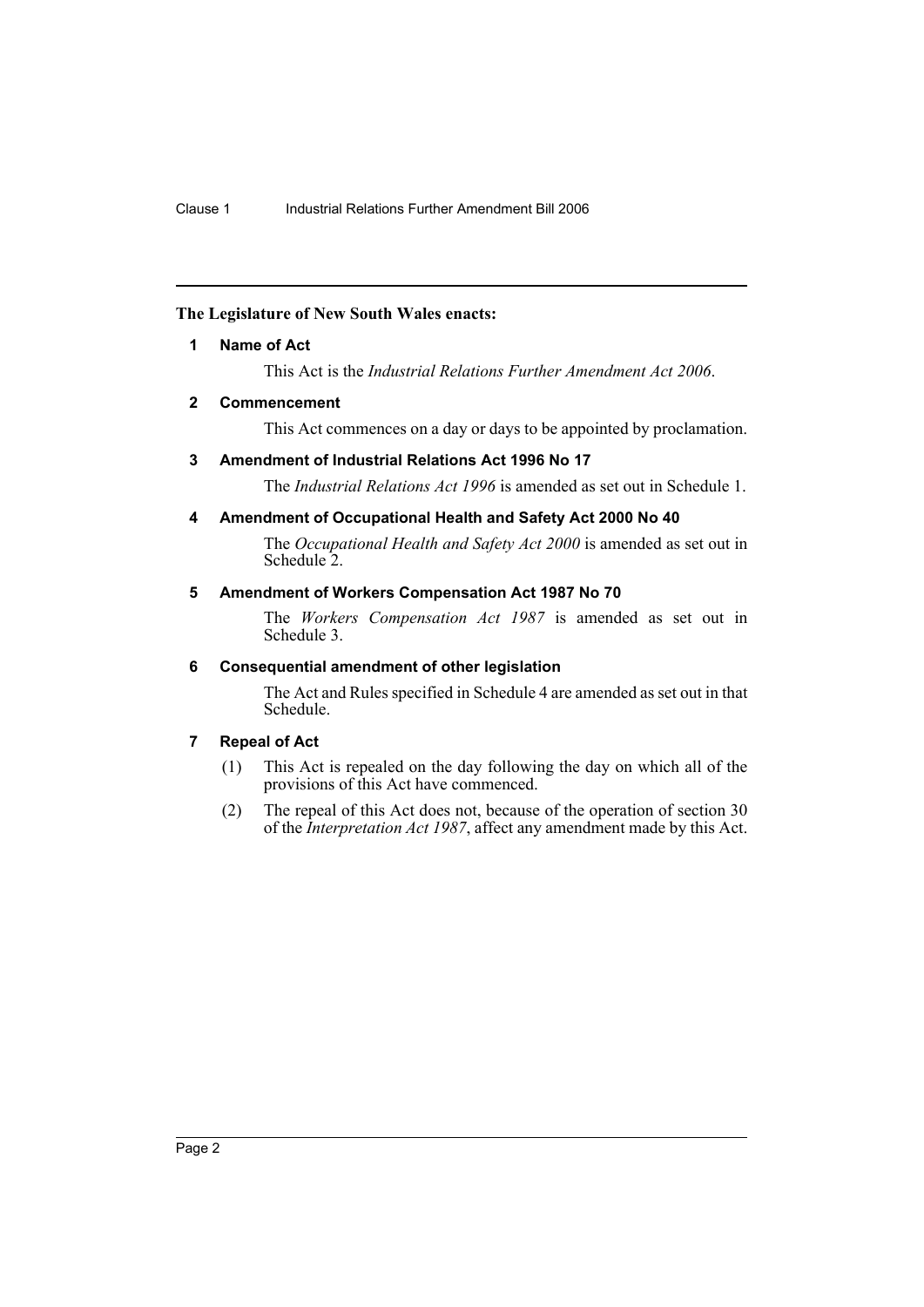**The Legislature of New South Wales enacts:**

## 1 Name of Act

This Act is the *Industrial Relations Further Amendment Act 2006*.

## 2 Commencement

This Act commences on a day or days to be appointed by proclamation.

## 3 Amendment of Industrial Relations Act 1996 No 17

The *Industrial Relations Act 1996* is amended as set out in Schedule 1.

## 4 Amendment of Occupational Health and Safety Act 2000 No 40

The *Occupational Health and Safety Act 2000* is amended as set out in Schedule 2.

## 5 Amendment of Workers Compensation Act 1987 No 70

The *Workers Compensation Act 1987* is amended as set out in Schedule 3.

## 6 Consequential amendment of other legislation

The Act and Rules specified in Schedule 4 are amended as set out in that Schedule.

## 7 Repeal of Act

(1) This Act is repealed on the day following the day on which all of the provisions of this Act have commenced.

(2) The repeal of this Act does not, because of the operation of section 30 of the *Interpretation Act 1987*, affect any amendment made by this Act.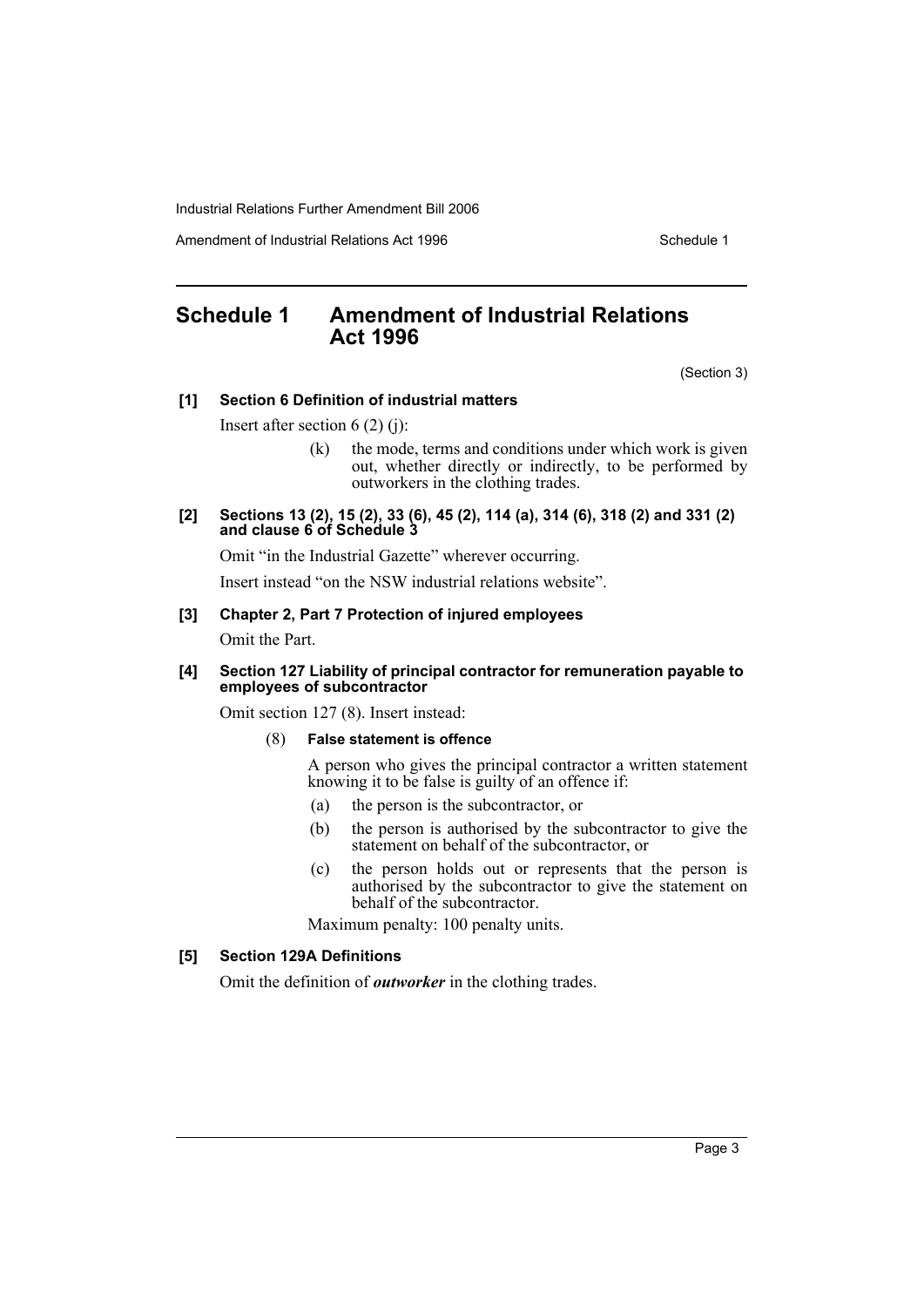# Schedule 1 Amendment of Industrial Relations Act 1996

(Section 3)

**[1] Section 6 Definition of industrial matters**

Insert after section 6 (2) (j):

> (k) the mode, terms and conditions under which work is given out, whether directly or indirectly, to be performed by outworkers in the clothing trades.

**[2] Sections 13 (2), 15 (2), 33 (6), 45 (2), 114 (a), 314 (6), 318 (2) and 331 (2) and clause 6 of Schedule 3**

Omit "in the Industrial Gazette" wherever occurring.

Insert instead "on the NSW industrial relations website".

**[3] Chapter 2, Part 7 Protection of injured employees**

Omit the Part.

**[4] Section 127 Liability of principal contractor for remuneration payable to employees of subcontractor**

Omit section 127 (8). Insert instead:

> (8) **False statement is offence**
>
> A person who gives the principal contractor a written statement knowing it to be false is guilty of an offence if:
>
> (a) the person is the subcontractor, or
>
> (b) the person is authorised by the subcontractor to give the statement on behalf of the subcontractor, or
>
> (c) the person holds out or represents that the person is authorised by the subcontractor to give the statement on behalf of the subcontractor.
>
> Maximum penalty: 100 penalty units.

**[5] Section 129A Definitions**

Omit the definition of ***outworker*** in the clothing trades.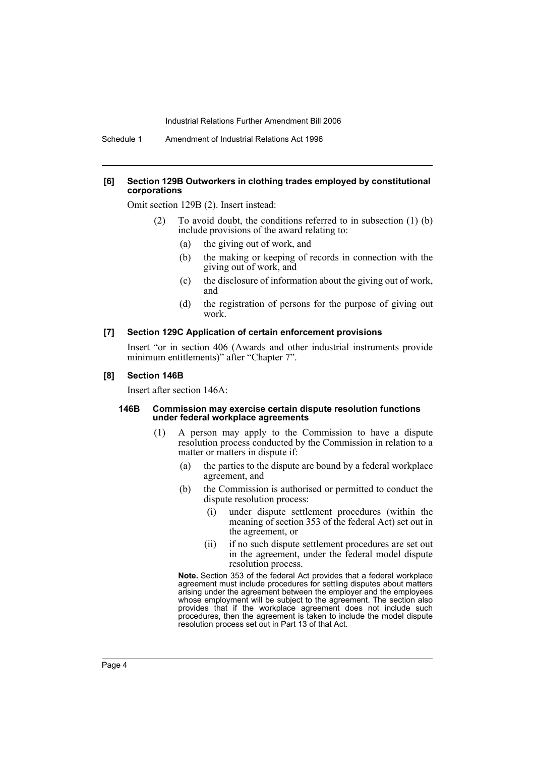#### [6] Section 129B Outworkers in clothing trades employed by constitutional corporations

Omit section 129B (2). Insert instead:

(2) To avoid doubt, the conditions referred to in subsection (1) (b) include provisions of the award relating to:

- (a) the giving out of work, and
- (b) the making or keeping of records in connection with the giving out of work, and
- (c) the disclosure of information about the giving out of work, and
- (d) the registration of persons for the purpose of giving out work.

#### [7] Section 129C Application of certain enforcement provisions

Insert "or in section 406 (Awards and other industrial instruments provide minimum entitlements)" after "Chapter 7".

#### [8] Section 146B

Insert after section 146A:

##### 146B Commission may exercise certain dispute resolution functions under federal workplace agreements

(1) A person may apply to the Commission to have a dispute resolution process conducted by the Commission in relation to a matter or matters in dispute if:

- (a) the parties to the dispute are bound by a federal workplace agreement, and
- (b) the Commission is authorised or permitted to conduct the dispute resolution process:
  - (i) under dispute settlement procedures (within the meaning of section 353 of the federal Act) set out in the agreement, or
  - (ii) if no such dispute settlement procedures are set out in the agreement, under the federal model dispute resolution process.

**Note.** Section 353 of the federal Act provides that a federal workplace agreement must include procedures for settling disputes about matters arising under the agreement between the employer and the employees whose employment will be subject to the agreement. The section also provides that if the workplace agreement does not include such procedures, then the agreement is taken to include the model dispute resolution process set out in Part 13 of that Act.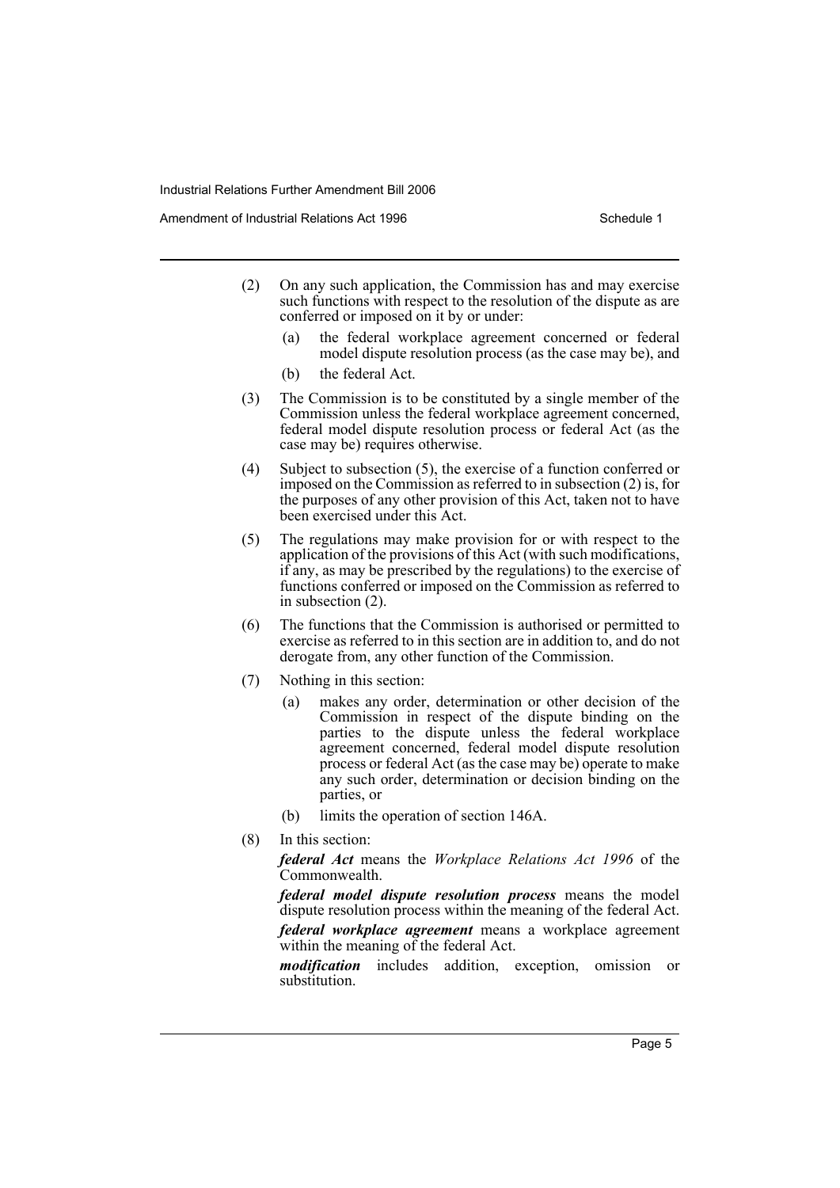(2) On any such application, the Commission has and may exercise such functions with respect to the resolution of the dispute as are conferred or imposed on it by or under:

  (a) the federal workplace agreement concerned or federal model dispute resolution process (as the case may be), and

  (b) the federal Act.

(3) The Commission is to be constituted by a single member of the Commission unless the federal workplace agreement concerned, federal model dispute resolution process or federal Act (as the case may be) requires otherwise.

(4) Subject to subsection (5), the exercise of a function conferred or imposed on the Commission as referred to in subsection (2) is, for the purposes of any other provision of this Act, taken not to have been exercised under this Act.

(5) The regulations may make provision for or with respect to the application of the provisions of this Act (with such modifications, if any, as may be prescribed by the regulations) to the exercise of functions conferred or imposed on the Commission as referred to in subsection (2).

(6) The functions that the Commission is authorised or permitted to exercise as referred to in this section are in addition to, and do not derogate from, any other function of the Commission.

(7) Nothing in this section:

  (a) makes any order, determination or other decision of the Commission in respect of the dispute binding on the parties to the dispute unless the federal workplace agreement concerned, federal model dispute resolution process or federal Act (as the case may be) operate to make any such order, determination or decision binding on the parties, or

  (b) limits the operation of section 146A.

(8) In this section:

***federal Act*** means the *Workplace Relations Act 1996* of the Commonwealth.

***federal model dispute resolution process*** means the model dispute resolution process within the meaning of the federal Act.

***federal workplace agreement*** means a workplace agreement within the meaning of the federal Act.

***modification*** includes addition, exception, omission or substitution.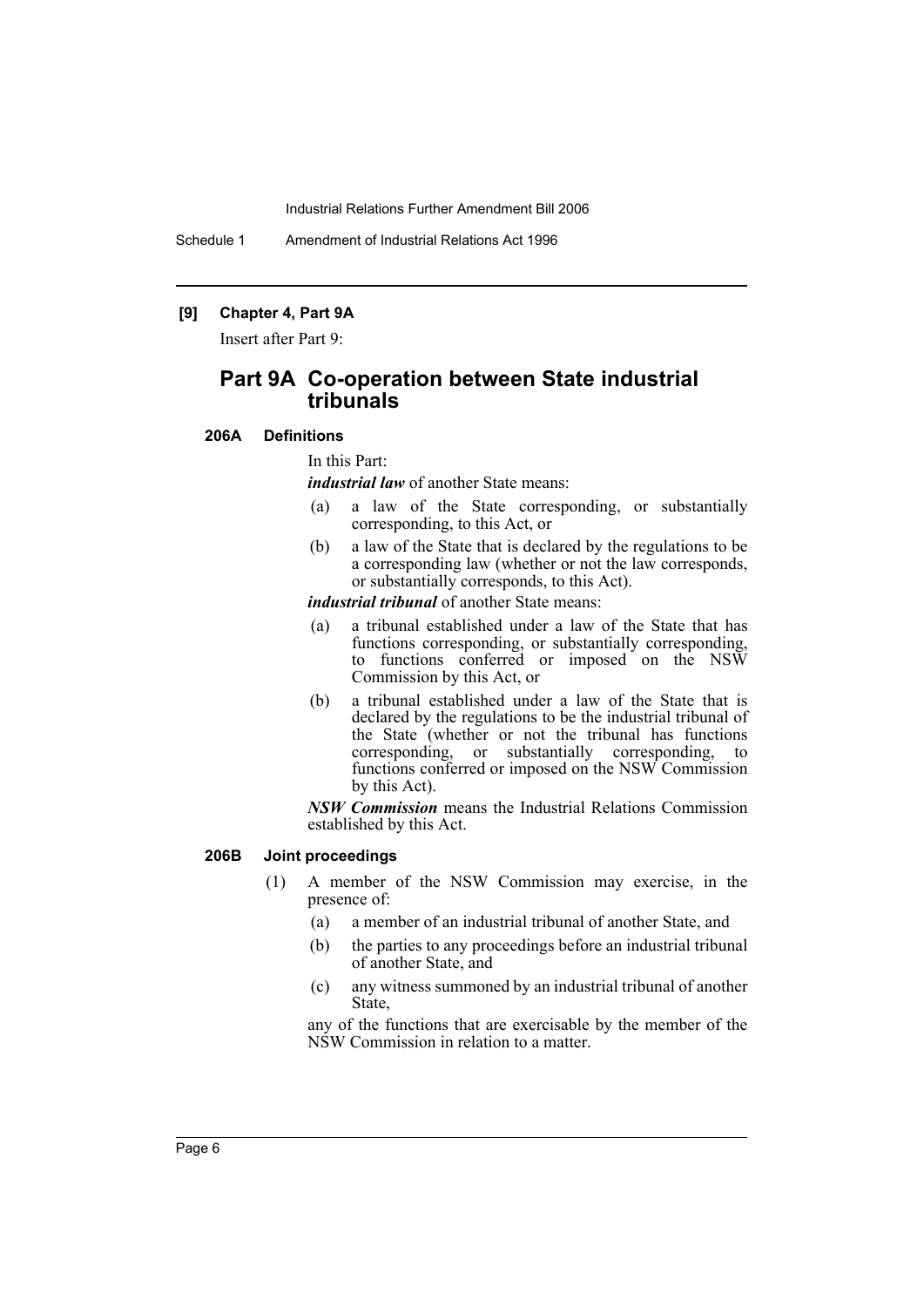**[9] Chapter 4, Part 9A**

Insert after Part 9:

## Part 9A Co-operation between State industrial tribunals

### 206A Definitions

In this Part:

***industrial law*** of another State means:

(a) a law of the State corresponding, or substantially corresponding, to this Act, or

(b) a law of the State that is declared by the regulations to be a corresponding law (whether or not the law corresponds, or substantially corresponds, to this Act).

***industrial tribunal*** of another State means:

(a) a tribunal established under a law of the State that has functions corresponding, or substantially corresponding, to functions conferred or imposed on the NSW Commission by this Act, or

(b) a tribunal established under a law of the State that is declared by the regulations to be the industrial tribunal of the State (whether or not the tribunal has functions corresponding, or substantially corresponding, to functions conferred or imposed on the NSW Commission by this Act).

***NSW Commission*** means the Industrial Relations Commission established by this Act.

### 206B Joint proceedings

(1) A member of the NSW Commission may exercise, in the presence of:

(a) a member of an industrial tribunal of another State, and

(b) the parties to any proceedings before an industrial tribunal of another State, and

(c) any witness summoned by an industrial tribunal of another State,

any of the functions that are exercisable by the member of the NSW Commission in relation to a matter.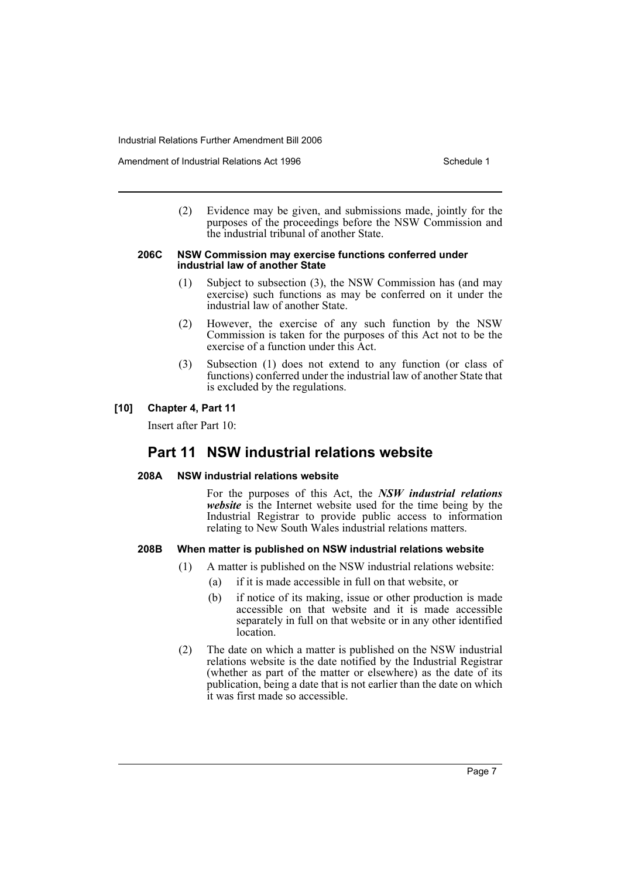(2) Evidence may be given, and submissions made, jointly for the purposes of the proceedings before the NSW Commission and the industrial tribunal of another State.

**206C NSW Commission may exercise functions conferred under industrial law of another State**

(1) Subject to subsection (3), the NSW Commission has (and may exercise) such functions as may be conferred on it under the industrial law of another State.

(2) However, the exercise of any such function by the NSW Commission is taken for the purposes of this Act not to be the exercise of a function under this Act.

(3) Subsection (1) does not extend to any function (or class of functions) conferred under the industrial law of another State that is excluded by the regulations.

### [10] Chapter 4, Part 11

Insert after Part 10:

## Part 11 NSW industrial relations website

**208A NSW industrial relations website**

For the purposes of this Act, the ***NSW industrial relations website*** is the Internet website used for the time being by the Industrial Registrar to provide public access to information relating to New South Wales industrial relations matters.

**208B When matter is published on NSW industrial relations website**

(1) A matter is published on the NSW industrial relations website:

(a) if it is made accessible in full on that website, or

(b) if notice of its making, issue or other production is made accessible on that website and it is made accessible separately in full on that website or in any other identified location.

(2) The date on which a matter is published on the NSW industrial relations website is the date notified by the Industrial Registrar (whether as part of the matter or elsewhere) as the date of its publication, being a date that is not earlier than the date on which it was first made so accessible.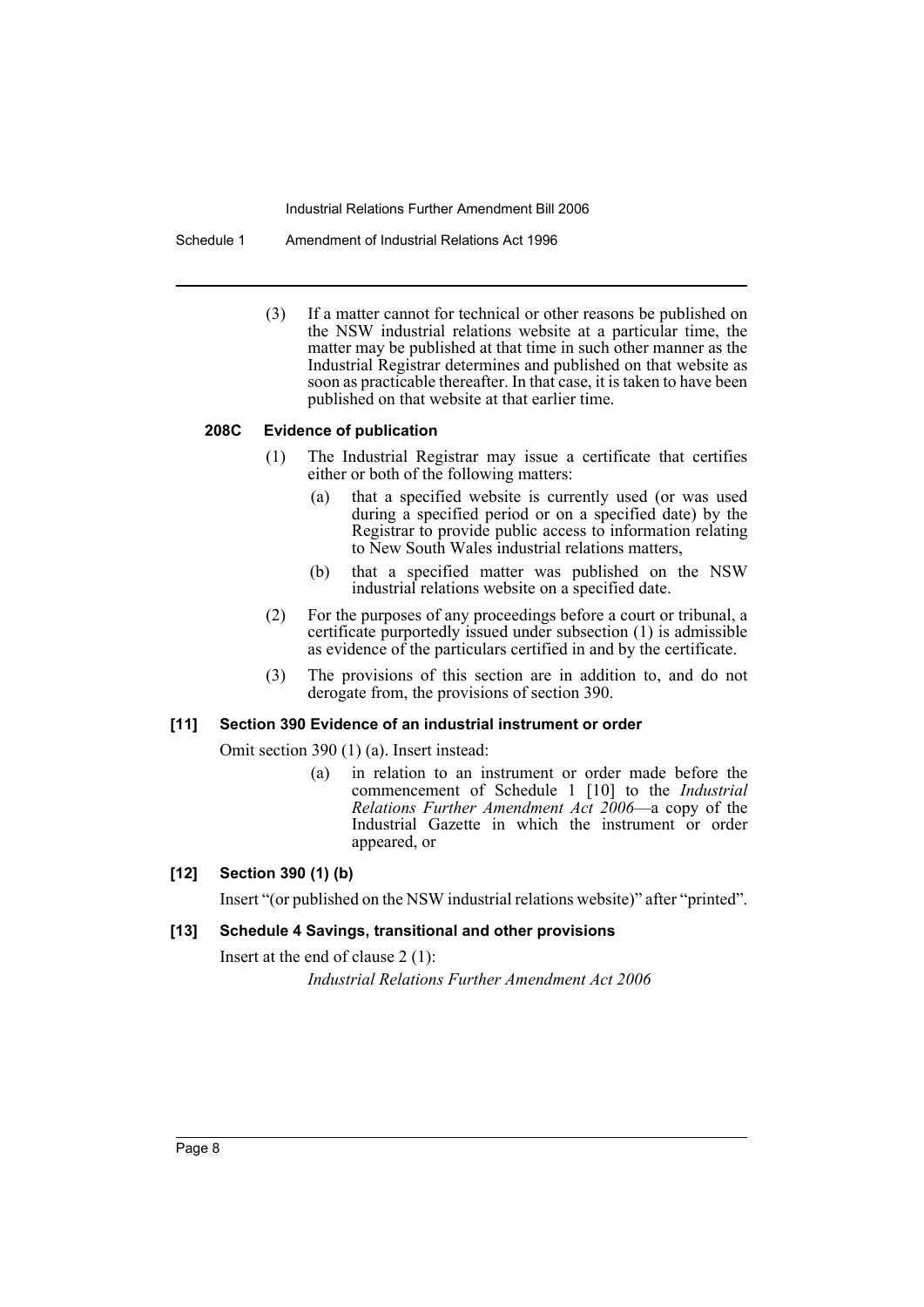(3) If a matter cannot for technical or other reasons be published on the NSW industrial relations website at a particular time, the matter may be published at that time in such other manner as the Industrial Registrar determines and published on that website as soon as practicable thereafter. In that case, it is taken to have been published on that website at that earlier time.

#### 208C Evidence of publication

(1) The Industrial Registrar may issue a certificate that certifies either or both of the following matters:

(a) that a specified website is currently used (or was used during a specified period or on a specified date) by the Registrar to provide public access to information relating to New South Wales industrial relations matters,

(b) that a specified matter was published on the NSW industrial relations website on a specified date.

(2) For the purposes of any proceedings before a court or tribunal, a certificate purportedly issued under subsection (1) is admissible as evidence of the particulars certified in and by the certificate.

(3) The provisions of this section are in addition to, and do not derogate from, the provisions of section 390.

### [11] Section 390 Evidence of an industrial instrument or order

Omit section 390 (1) (a). Insert instead:

(a) in relation to an instrument or order made before the commencement of Schedule 1 [10] to the *Industrial Relations Further Amendment Act 2006*—a copy of the Industrial Gazette in which the instrument or order appeared, or

### [12] Section 390 (1) (b)

Insert "(or published on the NSW industrial relations website)" after "printed".

### [13] Schedule 4 Savings, transitional and other provisions

Insert at the end of clause 2 (1):

*Industrial Relations Further Amendment Act 2006*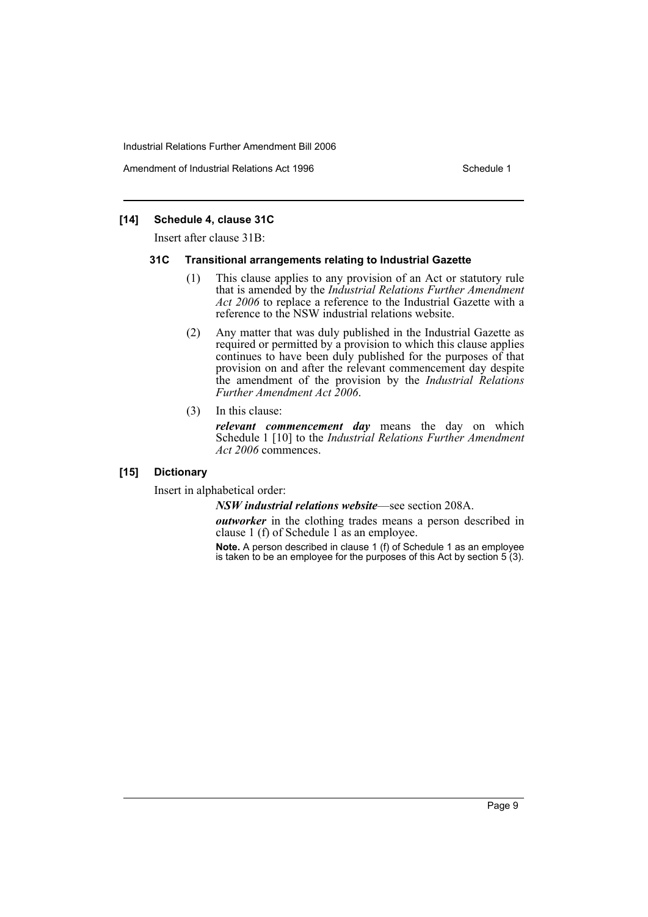### [14] Schedule 4, clause 31C

Insert after clause 31B:

#### 31C Transitional arrangements relating to Industrial Gazette

(1) This clause applies to any provision of an Act or statutory rule that is amended by the *Industrial Relations Further Amendment Act 2006* to replace a reference to the Industrial Gazette with a reference to the NSW industrial relations website.

(2) Any matter that was duly published in the Industrial Gazette as required or permitted by a provision to which this clause applies continues to have been duly published for the purposes of that provision on and after the relevant commencement day despite the amendment of the provision by the *Industrial Relations Further Amendment Act 2006*.

(3) In this clause:

***relevant commencement day*** means the day on which Schedule 1 [10] to the *Industrial Relations Further Amendment Act 2006* commences.

### [15] Dictionary

Insert in alphabetical order:

***NSW industrial relations website***—see section 208A.

***outworker*** in the clothing trades means a person described in clause 1 (f) of Schedule 1 as an employee.

**Note.** A person described in clause 1 (f) of Schedule 1 as an employee is taken to be an employee for the purposes of this Act by section 5 (3).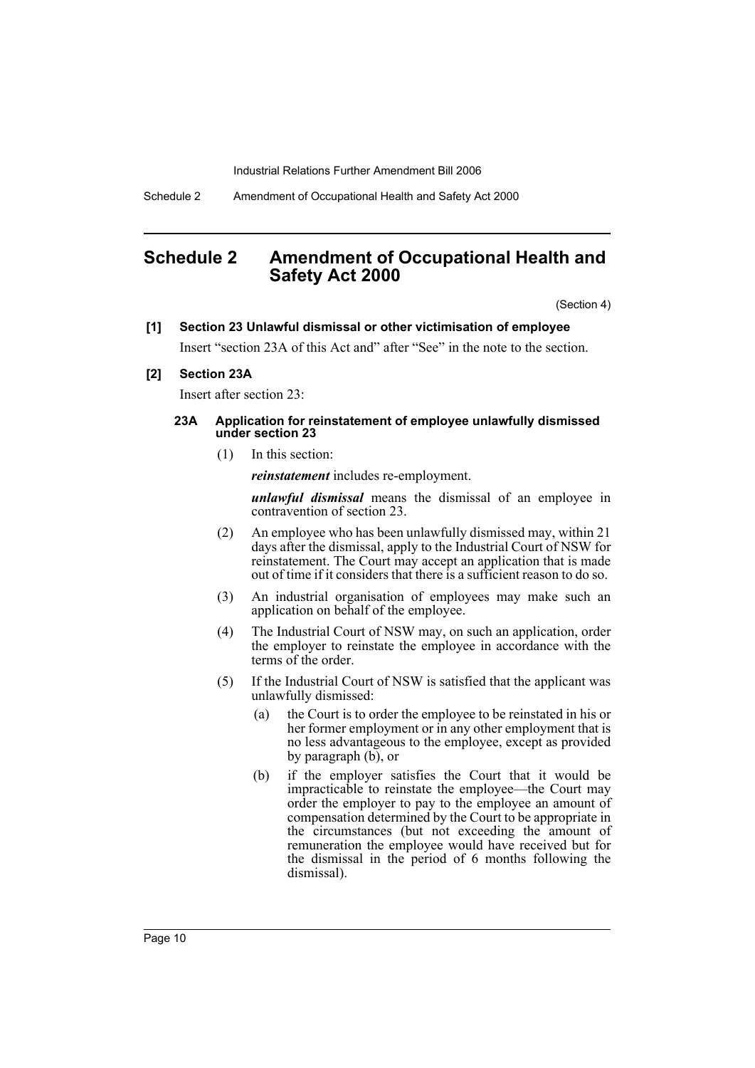# Schedule 2 Amendment of Occupational Health and Safety Act 2000

(Section 4)

**[1] Section 23 Unlawful dismissal or other victimisation of employee**

Insert "section 23A of this Act and" after "See" in the note to the section.

**[2] Section 23A**

Insert after section 23:

#### 23A Application for reinstatement of employee unlawfully dismissed under section 23

(1) In this section:

***reinstatement*** includes re-employment.

***unlawful dismissal*** means the dismissal of an employee in contravention of section 23.

(2) An employee who has been unlawfully dismissed may, within 21 days after the dismissal, apply to the Industrial Court of NSW for reinstatement. The Court may accept an application that is made out of time if it considers that there is a sufficient reason to do so.

(3) An industrial organisation of employees may make such an application on behalf of the employee.

(4) The Industrial Court of NSW may, on such an application, order the employer to reinstate the employee in accordance with the terms of the order.

(5) If the Industrial Court of NSW is satisfied that the applicant was unlawfully dismissed:

(a) the Court is to order the employee to be reinstated in his or her former employment or in any other employment that is no less advantageous to the employee, except as provided by paragraph (b), or

(b) if the employer satisfies the Court that it would be impracticable to reinstate the employee—the Court may order the employer to pay to the employee an amount of compensation determined by the Court to be appropriate in the circumstances (but not exceeding the amount of remuneration the employee would have received but for the dismissal in the period of 6 months following the dismissal).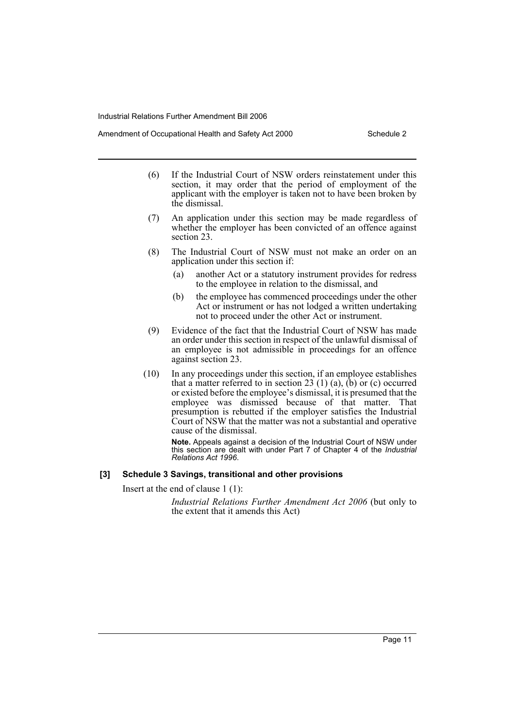(6) If the Industrial Court of NSW orders reinstatement under this section, it may order that the period of employment of the applicant with the employer is taken not to have been broken by the dismissal.

(7) An application under this section may be made regardless of whether the employer has been convicted of an offence against section 23.

(8) The Industrial Court of NSW must not make an order on an application under this section if:

   (a) another Act or a statutory instrument provides for redress to the employee in relation to the dismissal, and

   (b) the employee has commenced proceedings under the other Act or instrument or has not lodged a written undertaking not to proceed under the other Act or instrument.

(9) Evidence of the fact that the Industrial Court of NSW has made an order under this section in respect of the unlawful dismissal of an employee is not admissible in proceedings for an offence against section 23.

(10) In any proceedings under this section, if an employee establishes that a matter referred to in section 23 (1) (a), (b) or (c) occurred or existed before the employee's dismissal, it is presumed that the employee was dismissed because of that matter. That presumption is rebutted if the employer satisfies the Industrial Court of NSW that the matter was not a substantial and operative cause of the dismissal.

**Note.** Appeals against a decision of the Industrial Court of NSW under this section are dealt with under Part 7 of Chapter 4 of the *Industrial Relations Act 1996*.

**[3] Schedule 3 Savings, transitional and other provisions**

Insert at the end of clause 1 (1):

*Industrial Relations Further Amendment Act 2006* (but only to the extent that it amends this Act)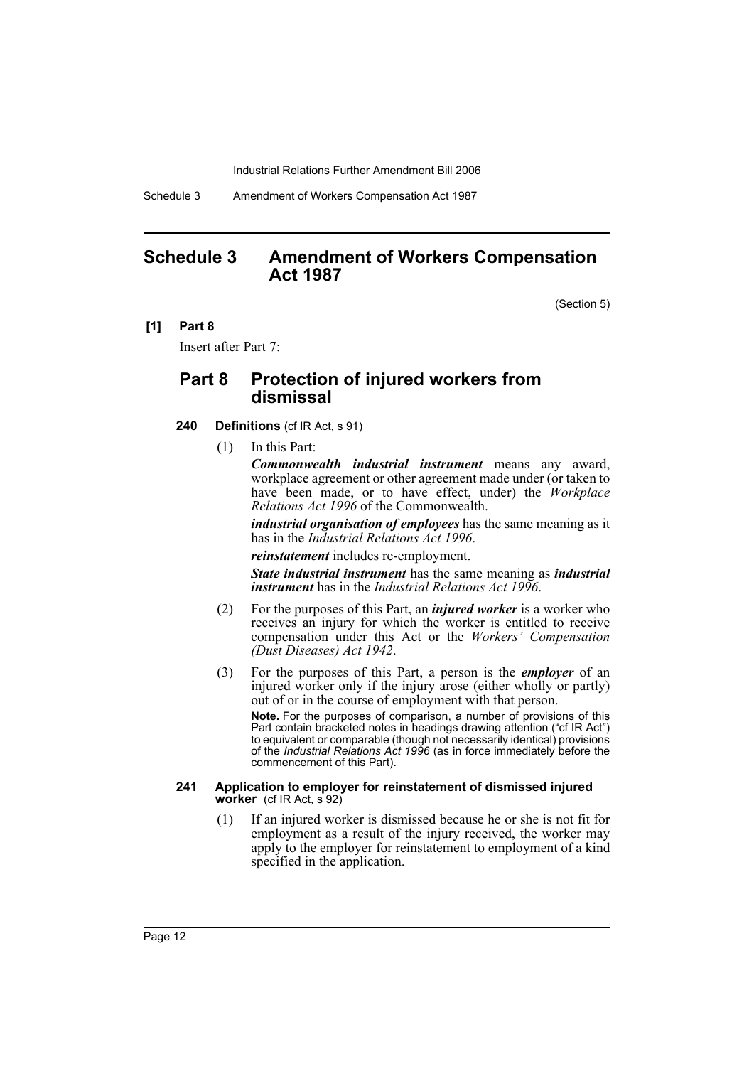# Schedule 3 Amendment of Workers Compensation Act 1987

(Section 5)

**[1] Part 8**

Insert after Part 7:

## Part 8 Protection of injured workers from dismissal

### 240 Definitions (cf IR Act, s 91)

(1) In this Part:

***Commonwealth industrial instrument*** means any award, workplace agreement or other agreement made under (or taken to have been made, or to have effect, under) the *Workplace Relations Act 1996* of the Commonwealth.

***industrial organisation of employees*** has the same meaning as it has in the *Industrial Relations Act 1996*.

***reinstatement*** includes re-employment.

***State industrial instrument*** has the same meaning as ***industrial instrument*** has in the *Industrial Relations Act 1996*.

(2) For the purposes of this Part, an ***injured worker*** is a worker who receives an injury for which the worker is entitled to receive compensation under this Act or the *Workers' Compensation (Dust Diseases) Act 1942*.

(3) For the purposes of this Part, a person is the ***employer*** of an injured worker only if the injury arose (either wholly or partly) out of or in the course of employment with that person.

**Note.** For the purposes of comparison, a number of provisions of this Part contain bracketed notes in headings drawing attention ("cf IR Act") to equivalent or comparable (though not necessarily identical) provisions of the *Industrial Relations Act 1996* (as in force immediately before the commencement of this Part).

### 241 Application to employer for reinstatement of dismissed injured worker (cf IR Act, s 92)

(1) If an injured worker is dismissed because he or she is not fit for employment as a result of the injury received, the worker may apply to the employer for reinstatement to employment of a kind specified in the application.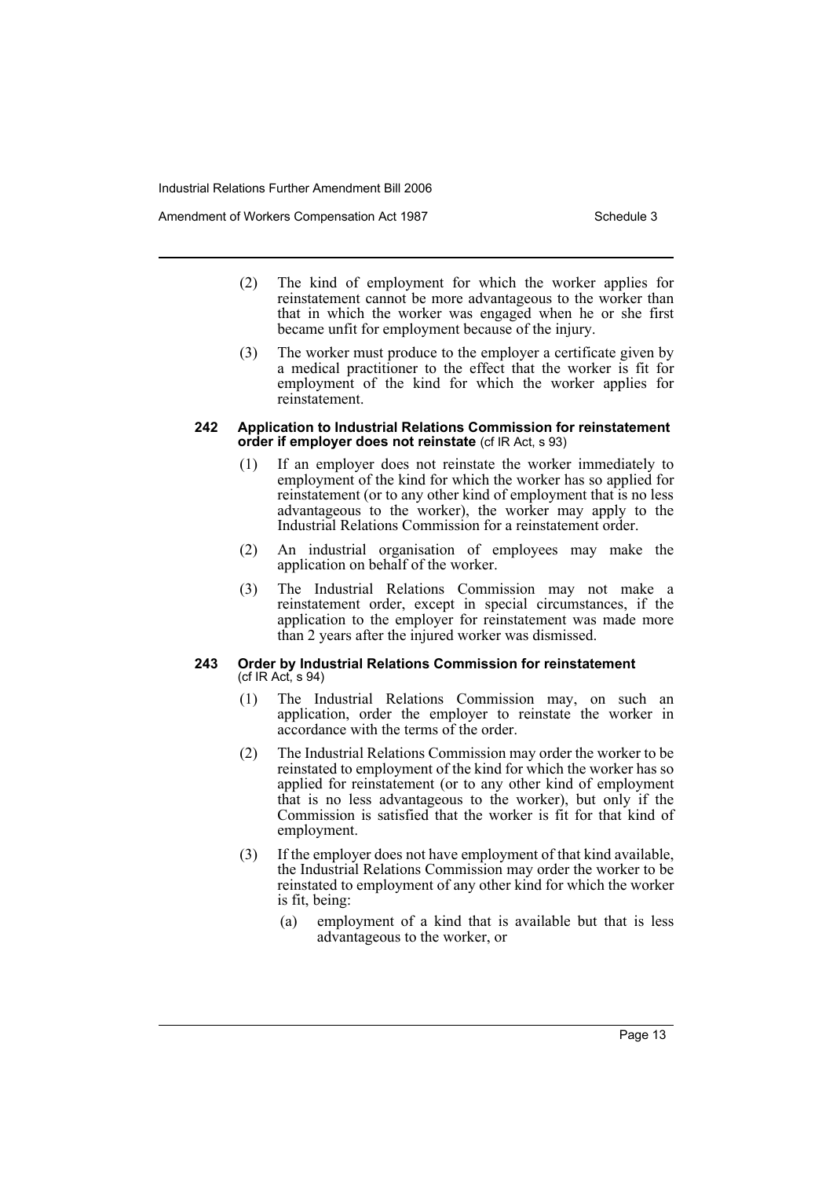(2) The kind of employment for which the worker applies for reinstatement cannot be more advantageous to the worker than that in which the worker was engaged when he or she first became unfit for employment because of the injury.

(3) The worker must produce to the employer a certificate given by a medical practitioner to the effect that the worker is fit for employment of the kind for which the worker applies for reinstatement.

#### 242 Application to Industrial Relations Commission for reinstatement order if employer does not reinstate (cf IR Act, s 93)

(1) If an employer does not reinstate the worker immediately to employment of the kind for which the worker has so applied for reinstatement (or to any other kind of employment that is no less advantageous to the worker), the worker may apply to the Industrial Relations Commission for a reinstatement order.

(2) An industrial organisation of employees may make the application on behalf of the worker.

(3) The Industrial Relations Commission may not make a reinstatement order, except in special circumstances, if the application to the employer for reinstatement was made more than 2 years after the injured worker was dismissed.

#### 243 Order by Industrial Relations Commission for reinstatement (cf IR Act, s 94)

(1) The Industrial Relations Commission may, on such an application, order the employer to reinstate the worker in accordance with the terms of the order.

(2) The Industrial Relations Commission may order the worker to be reinstated to employment of the kind for which the worker has so applied for reinstatement (or to any other kind of employment that is no less advantageous to the worker), but only if the Commission is satisfied that the worker is fit for that kind of employment.

(3) If the employer does not have employment of that kind available, the Industrial Relations Commission may order the worker to be reinstated to employment of any other kind for which the worker is fit, being:

- (a) employment of a kind that is available but that is less advantageous to the worker, or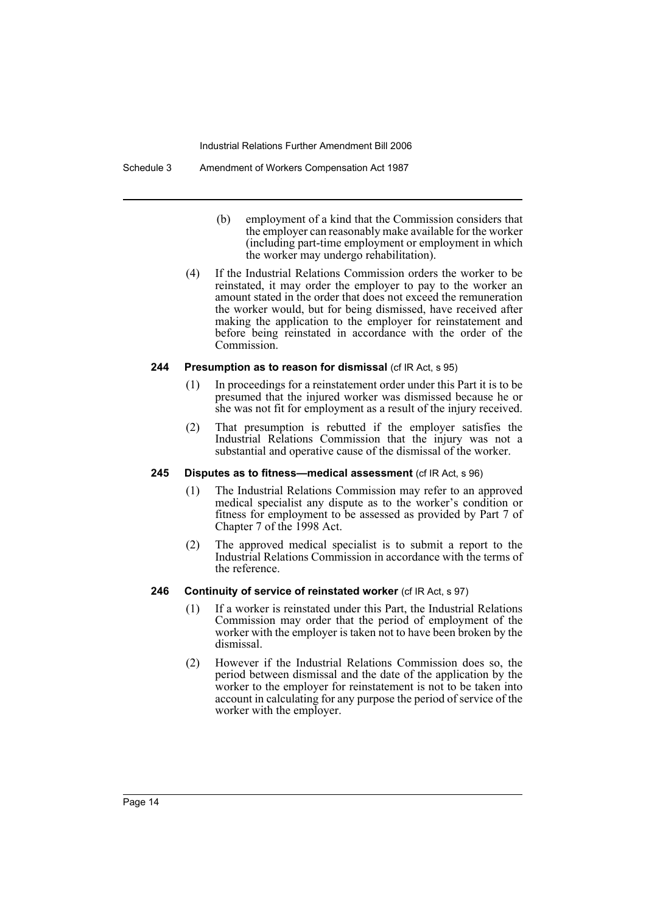(b) employment of a kind that the Commission considers that the employer can reasonably make available for the worker (including part-time employment or employment in which the worker may undergo rehabilitation).

(4) If the Industrial Relations Commission orders the worker to be reinstated, it may order the employer to pay to the worker an amount stated in the order that does not exceed the remuneration the worker would, but for being dismissed, have received after making the application to the employer for reinstatement and before being reinstated in accordance with the order of the Commission.

#### 244 Presumption as to reason for dismissal (cf IR Act, s 95)

(1) In proceedings for a reinstatement order under this Part it is to be presumed that the injured worker was dismissed because he or she was not fit for employment as a result of the injury received.

(2) That presumption is rebutted if the employer satisfies the Industrial Relations Commission that the injury was not a substantial and operative cause of the dismissal of the worker.

#### 245 Disputes as to fitness—medical assessment (cf IR Act, s 96)

(1) The Industrial Relations Commission may refer to an approved medical specialist any dispute as to the worker's condition or fitness for employment to be assessed as provided by Part 7 of Chapter 7 of the 1998 Act.

(2) The approved medical specialist is to submit a report to the Industrial Relations Commission in accordance with the terms of the reference.

#### 246 Continuity of service of reinstated worker (cf IR Act, s 97)

(1) If a worker is reinstated under this Part, the Industrial Relations Commission may order that the period of employment of the worker with the employer is taken not to have been broken by the dismissal.

(2) However if the Industrial Relations Commission does so, the period between dismissal and the date of the application by the worker to the employer for reinstatement is not to be taken into account in calculating for any purpose the period of service of the worker with the employer.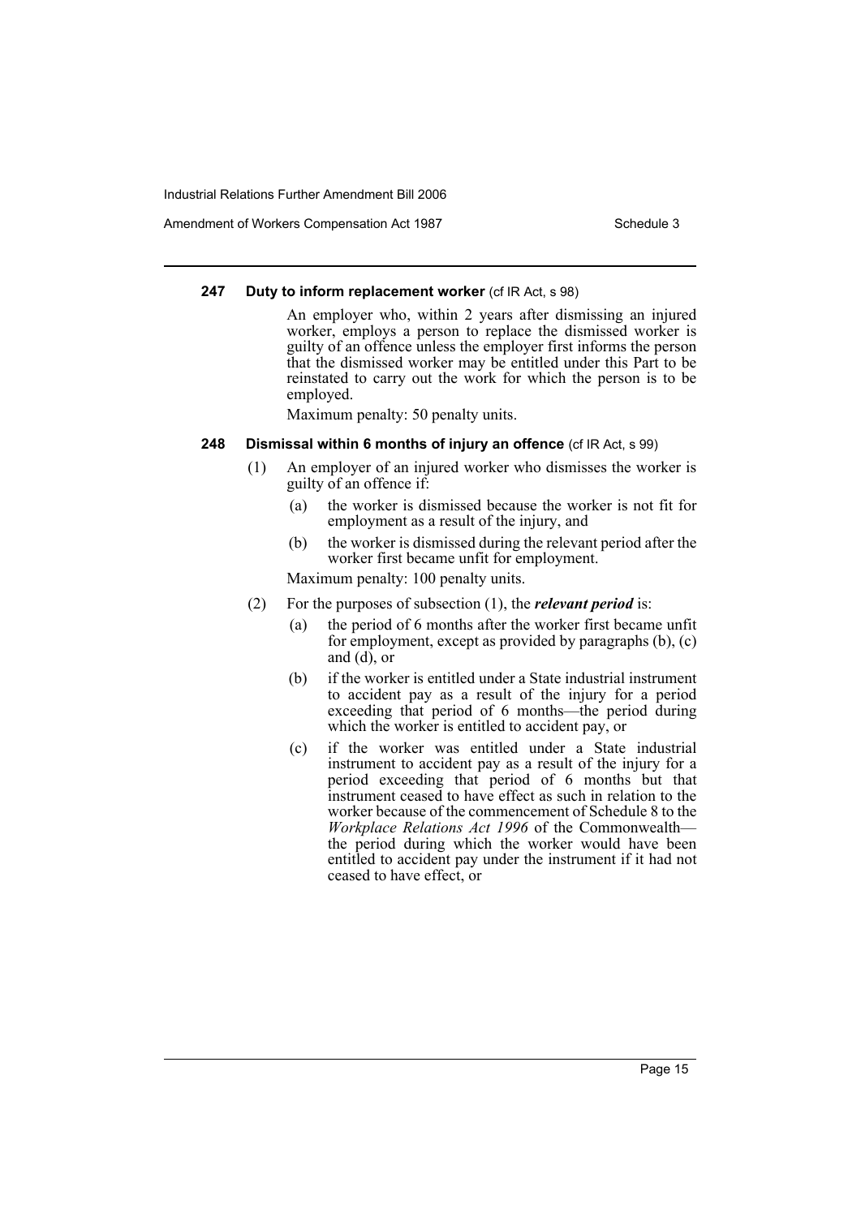#### 247 Duty to inform replacement worker (cf IR Act, s 98)

An employer who, within 2 years after dismissing an injured worker, employs a person to replace the dismissed worker is guilty of an offence unless the employer first informs the person that the dismissed worker may be entitled under this Part to be reinstated to carry out the work for which the person is to be employed.

Maximum penalty: 50 penalty units.

#### 248 Dismissal within 6 months of injury an offence (cf IR Act, s 99)

(1) An employer of an injured worker who dismisses the worker is guilty of an offence if:

- (a) the worker is dismissed because the worker is not fit for employment as a result of the injury, and
- (b) the worker is dismissed during the relevant period after the worker first became unfit for employment.

Maximum penalty: 100 penalty units.

(2) For the purposes of subsection (1), the ***relevant period*** is:

- (a) the period of 6 months after the worker first became unfit for employment, except as provided by paragraphs (b), (c) and (d), or
- (b) if the worker is entitled under a State industrial instrument to accident pay as a result of the injury for a period exceeding that period of 6 months—the period during which the worker is entitled to accident pay, or
- (c) if the worker was entitled under a State industrial instrument to accident pay as a result of the injury for a period exceeding that period of 6 months but that instrument ceased to have effect as such in relation to the worker because of the commencement of Schedule 8 to the *Workplace Relations Act 1996* of the Commonwealth—the period during which the worker would have been entitled to accident pay under the instrument if it had not ceased to have effect, or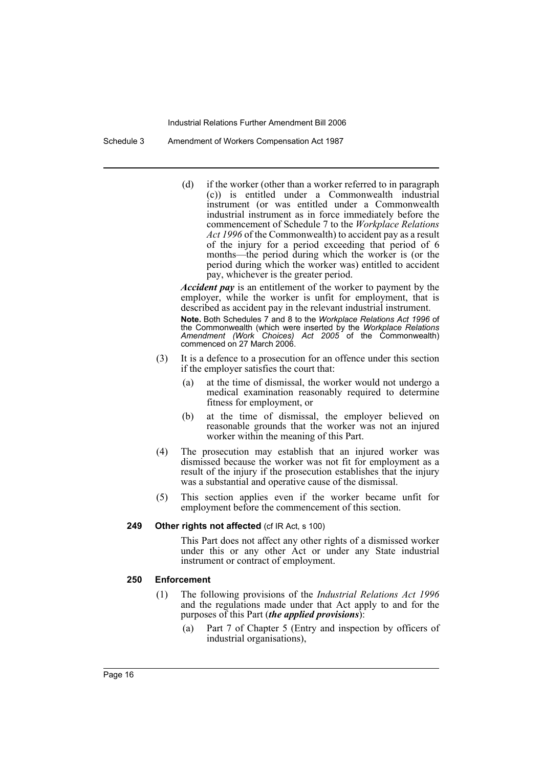(d) if the worker (other than a worker referred to in paragraph (c)) is entitled under a Commonwealth industrial instrument (or was entitled under a Commonwealth industrial instrument as in force immediately before the commencement of Schedule 7 to the *Workplace Relations Act 1996* of the Commonwealth) to accident pay as a result of the injury for a period exceeding that period of 6 months—the period during which the worker is (or the period during which the worker was) entitled to accident pay, whichever is the greater period.

***Accident pay*** is an entitlement of the worker to payment by the employer, while the worker is unfit for employment, that is described as accident pay in the relevant industrial instrument.

**Note.** Both Schedules 7 and 8 to the *Workplace Relations Act 1996* of the Commonwealth (which were inserted by the *Workplace Relations Amendment (Work Choices) Act 2005* of the Commonwealth) commenced on 27 March 2006.

(3) It is a defence to a prosecution for an offence under this section if the employer satisfies the court that:

(a) at the time of dismissal, the worker would not undergo a medical examination reasonably required to determine fitness for employment, or

(b) at the time of dismissal, the employer believed on reasonable grounds that the worker was not an injured worker within the meaning of this Part.

(4) The prosecution may establish that an injured worker was dismissed because the worker was not fit for employment as a result of the injury if the prosecution establishes that the injury was a substantial and operative cause of the dismissal.

(5) This section applies even if the worker became unfit for employment before the commencement of this section.

**249 Other rights not affected** (cf IR Act, s 100)

This Part does not affect any other rights of a dismissed worker under this or any other Act or under any State industrial instrument or contract of employment.

**250 Enforcement**

(1) The following provisions of the *Industrial Relations Act 1996* and the regulations made under that Act apply to and for the purposes of this Part (***the applied provisions***):

(a) Part 7 of Chapter 5 (Entry and inspection by officers of industrial organisations),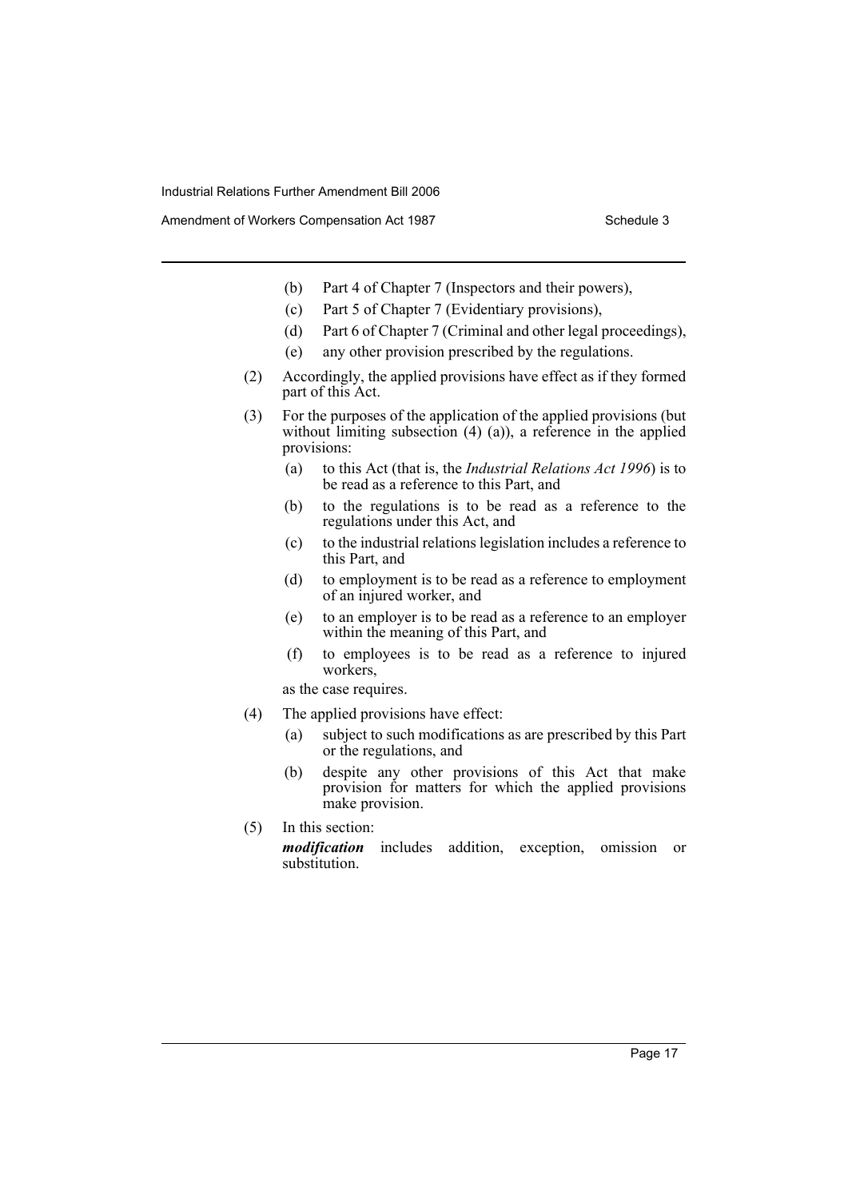(b) Part 4 of Chapter 7 (Inspectors and their powers),

(c) Part 5 of Chapter 7 (Evidentiary provisions),

(d) Part 6 of Chapter 7 (Criminal and other legal proceedings),

(e) any other provision prescribed by the regulations.

(2) Accordingly, the applied provisions have effect as if they formed part of this Act.

(3) For the purposes of the application of the applied provisions (but without limiting subsection (4) (a)), a reference in the applied provisions:

(a) to this Act (that is, the *Industrial Relations Act 1996*) is to be read as a reference to this Part, and

(b) to the regulations is to be read as a reference to the regulations under this Act, and

(c) to the industrial relations legislation includes a reference to this Part, and

(d) to employment is to be read as a reference to employment of an injured worker, and

(e) to an employer is to be read as a reference to an employer within the meaning of this Part, and

(f) to employees is to be read as a reference to injured workers,

as the case requires.

(4) The applied provisions have effect:

(a) subject to such modifications as are prescribed by this Part or the regulations, and

(b) despite any other provisions of this Act that make provision for matters for which the applied provisions make provision.

(5) In this section:

***modification*** includes addition, exception, omission or substitution.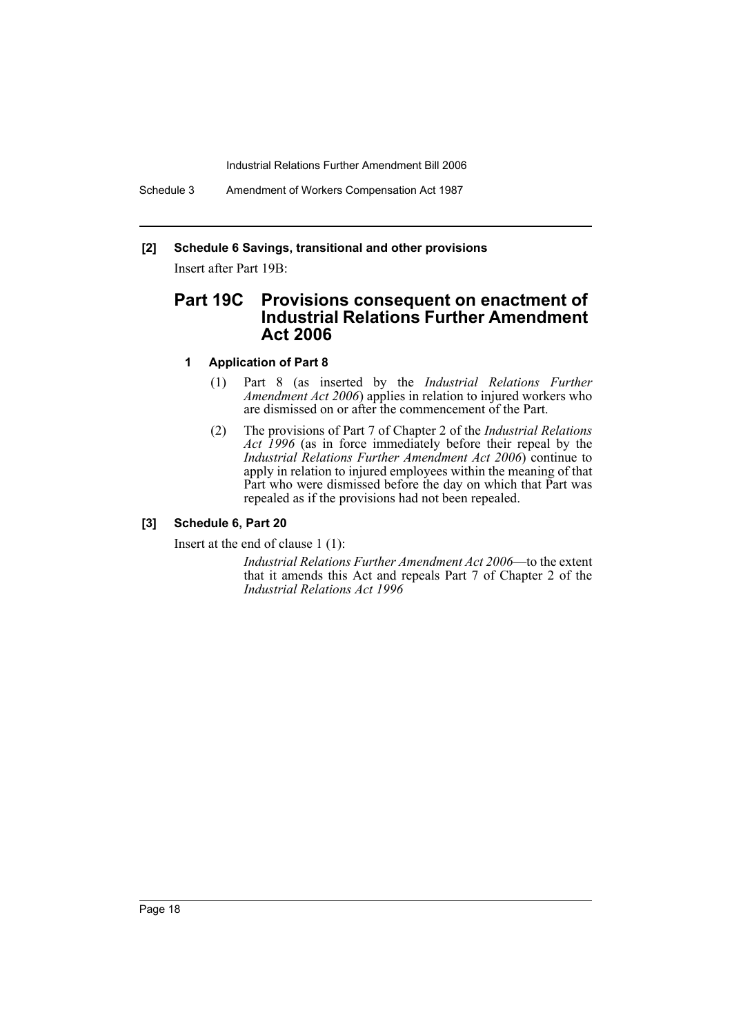**[2] Schedule 6 Savings, transitional and other provisions**

Insert after Part 19B:

## Part 19C Provisions consequent on enactment of Industrial Relations Further Amendment Act 2006

### 1 Application of Part 8

(1) Part 8 (as inserted by the *Industrial Relations Further Amendment Act 2006*) applies in relation to injured workers who are dismissed on or after the commencement of the Part.

(2) The provisions of Part 7 of Chapter 2 of the *Industrial Relations Act 1996* (as in force immediately before their repeal by the *Industrial Relations Further Amendment Act 2006*) continue to apply in relation to injured employees within the meaning of that Part who were dismissed before the day on which that Part was repealed as if the provisions had not been repealed.

**[3] Schedule 6, Part 20**

Insert at the end of clause 1 (1):

*Industrial Relations Further Amendment Act 2006*—to the extent that it amends this Act and repeals Part 7 of Chapter 2 of the *Industrial Relations Act 1996*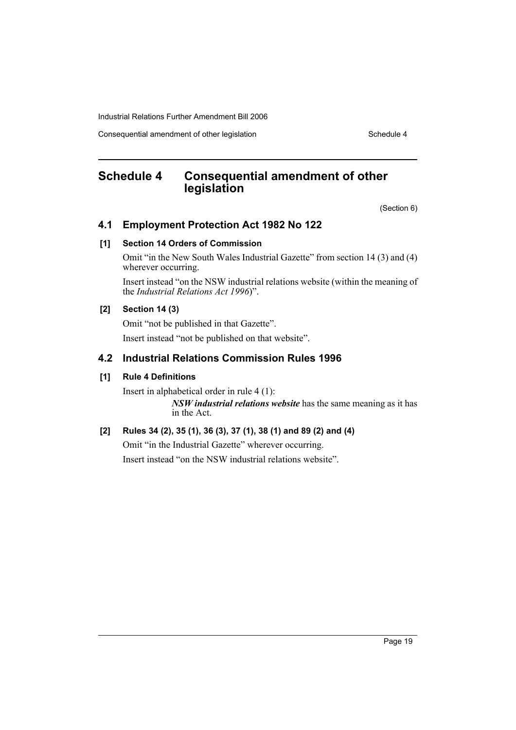# Schedule 4 Consequential amendment of other legislation

(Section 6)

## 4.1 Employment Protection Act 1982 No 122

### [1] Section 14 Orders of Commission

Omit "in the New South Wales Industrial Gazette" from section 14 (3) and (4) wherever occurring.

Insert instead "on the NSW industrial relations website (within the meaning of the *Industrial Relations Act 1996*)".

### [2] Section 14 (3)

Omit "not be published in that Gazette".

Insert instead "not be published on that website".

## 4.2 Industrial Relations Commission Rules 1996

### [1] Rule 4 Definitions

Insert in alphabetical order in rule 4 (1):

> ***NSW industrial relations website*** has the same meaning as it has in the Act.

### [2] Rules 34 (2), 35 (1), 36 (3), 37 (1), 38 (1) and 89 (2) and (4)

Omit "in the Industrial Gazette" wherever occurring.

Insert instead "on the NSW industrial relations website".